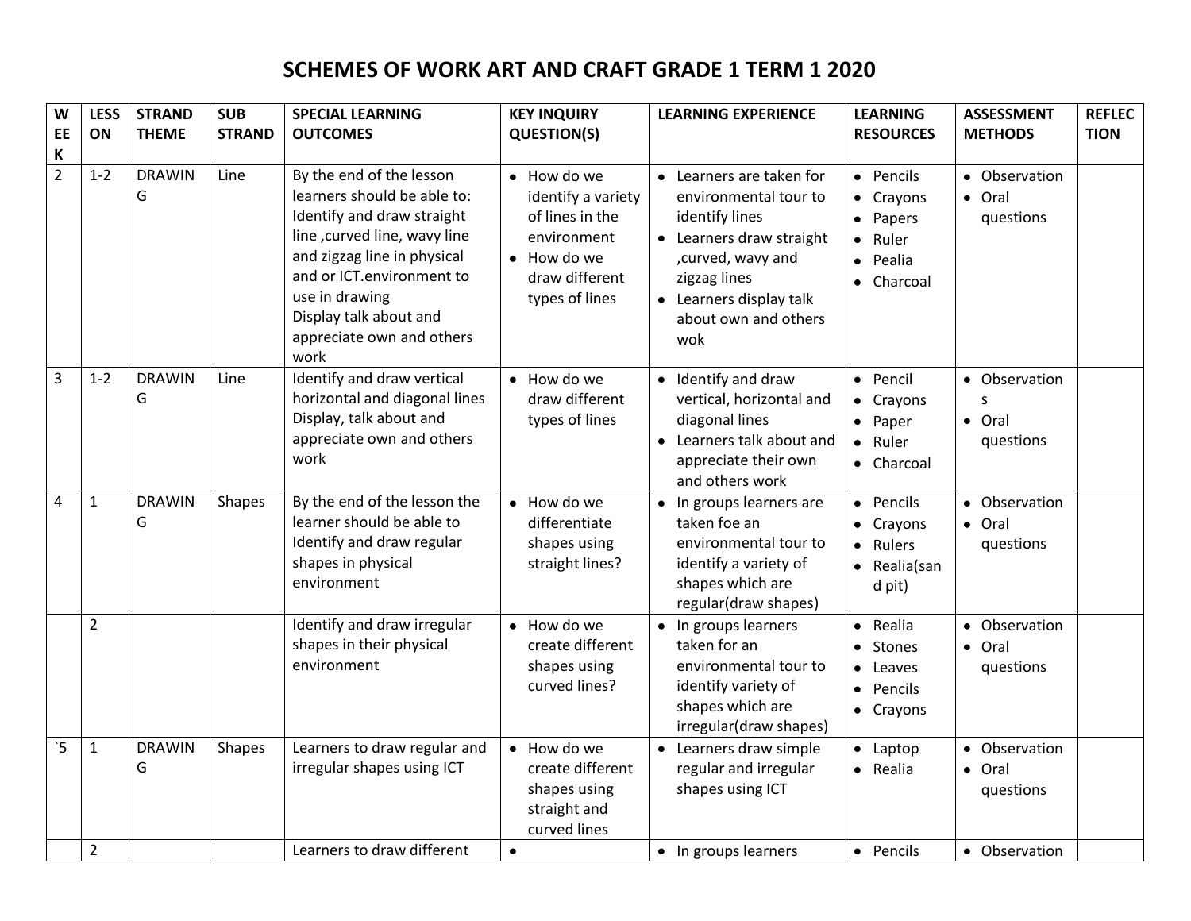# SCHEMES OF WORK ART AND CRAFT GRADE 1 TERM 1 2020

| WEEK | LESSON | STRAND THEME | SUB STRAND | SPECIAL LEARNING OUTCOMES | KEY INQUIRY QUESTION(S) | LEARNING EXPERIENCE | LEARNING RESOURCES | ASSESSMENT METHODS | REFLECTION |
|---|---|---|---|---|---|---|---|---|---|
| 2 | 1-2 | DRAWING | Line | By the end of the lesson learners should be able to: Identify and draw straight line ,curved line, wavy line and zigzag line in physical and or ICT.environment to use in drawing<br>Display talk about and appreciate own and others work | • How do we identify a variety of lines in the environment<br>• How do we draw different types of lines | • Learners are taken for environmental tour to identify lines<br>• Learners draw straight ,curved, wavy and zigzag lines<br>• Learners display talk about own and others wok | • Pencils<br>• Crayons<br>• Papers<br>• Ruler<br>• Pealia<br>• Charcoal | • Observation<br>• Oral questions | |
| 3 | 1-2 | DRAWING | Line | Identify and draw vertical horizontal and diagonal lines<br>Display, talk about and appreciate own and others work | • How do we draw different types of lines | • Identify and draw vertical, horizontal and diagonal lines<br>• Learners talk about and appreciate their own and others work | • Pencil<br>• Crayons<br>• Paper<br>• Ruler<br>• Charcoal | • Observations<br>• Oral questions | |
| 4 | 1 | DRAWING | Shapes | By the end of the lesson the learner should be able to Identify and draw regular shapes in physical environment | • How do we differentiate shapes using straight lines? | • In groups learners are taken foe an environmental tour to identify a variety of shapes which are regular(draw shapes) | • Pencils<br>• Crayons<br>• Rulers<br>• Realia(sand pit) | • Observation<br>• Oral questions | |
| | 2 | | | Identify and draw irregular shapes in their physical environment | • How do we create different shapes using curved lines? | • In groups learners taken for an environmental tour to identify variety of shapes which are irregular(draw shapes) | • Realia<br>• Stones<br>• Leaves<br>• Pencils<br>• Crayons | • Observation<br>• Oral questions | |
| `5 | 1 | DRAWING | Shapes | Learners to draw regular and irregular shapes using ICT | • How do we create different shapes using straight and curved lines | • Learners draw simple regular and irregular shapes using ICT | • Laptop<br>• Realia | • Observation<br>• Oral questions | |
| | 2 | | | Learners to draw different | • | • In groups learners | • Pencils | • Observation | |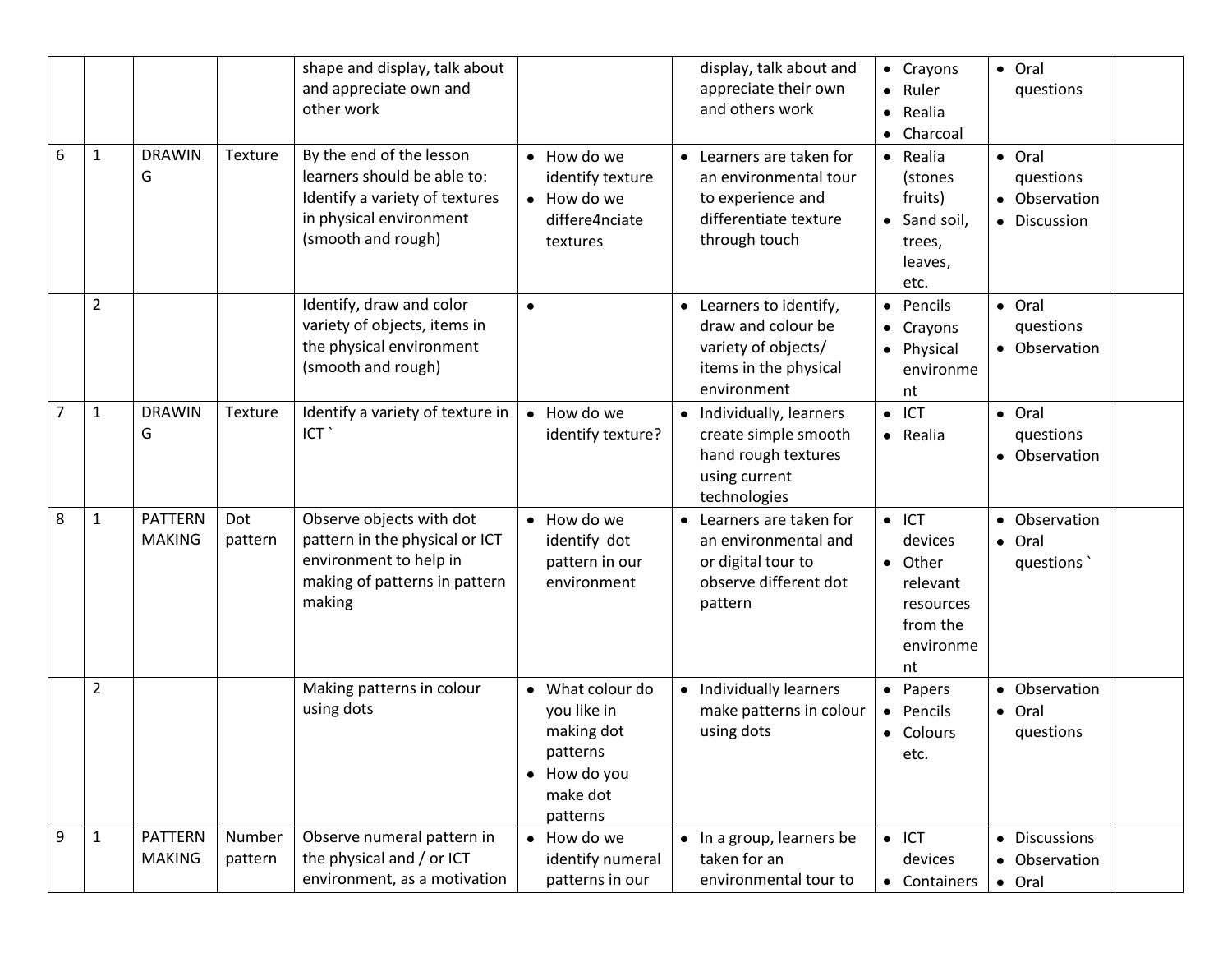| | | | | | | | | | |
|---|---|---|---|---|---|---|---|---|---|
| | | | | shape and display, talk about and appreciate own and other work | | display, talk about and appreciate their own and others work | • Crayons<br>• Ruler<br>• Realia<br>• Charcoal | • Oral questions | |
| 6 | 1 | DRAWING | Texture | By the end of the lesson learners should be able to: Identify a variety of textures in physical environment (smooth and rough) | • How do we identify texture<br>• How do we differe4nciate textures | • Learners are taken for an environmental tour to experience and differentiate texture through touch | • Realia (stones fruits)<br>• Sand soil, trees, leaves, etc. | • Oral questions<br>• Observation<br>• Discussion | |
| | 2 | | | Identify, draw and color variety of objects, items in the physical environment (smooth and rough) | • | • Learners to identify, draw and colour be variety of objects/ items in the physical environment | • Pencils<br>• Crayons<br>• Physical environment | • Oral questions<br>• Observation | |
| 7 | 1 | DRAWING | Texture | Identify a variety of texture in ICT ` | • How do we identify texture? | • Individually, learners create simple smooth hand rough textures using current technologies | • ICT<br>• Realia | • Oral questions<br>• Observation | |
| 8 | 1 | PATTERN MAKING | Dot pattern | Observe objects with dot pattern in the physical or ICT environment to help in making of patterns in pattern making | • How do we identify dot pattern in our environment | • Learners are taken for an environmental and or digital tour to observe different dot pattern | • ICT devices<br>• Other relevant resources from the environment | • Observation<br>• Oral questions ` | |
| | 2 | | | Making patterns in colour using dots | • What colour do you like in making dot patterns<br>• How do you make dot patterns | • Individually learners make patterns in colour using dots | • Papers<br>• Pencils<br>• Colours etc. | • Observation<br>• Oral questions | |
| 9 | 1 | PATTERN MAKING | Number pattern | Observe numeral pattern in the physical and / or ICT environment, as a motivation | • How do we identify numeral patterns in our | • In a group, learners be taken for an environmental tour to | • ICT devices<br>• Containers | • Discussions<br>• Observation<br>• Oral | |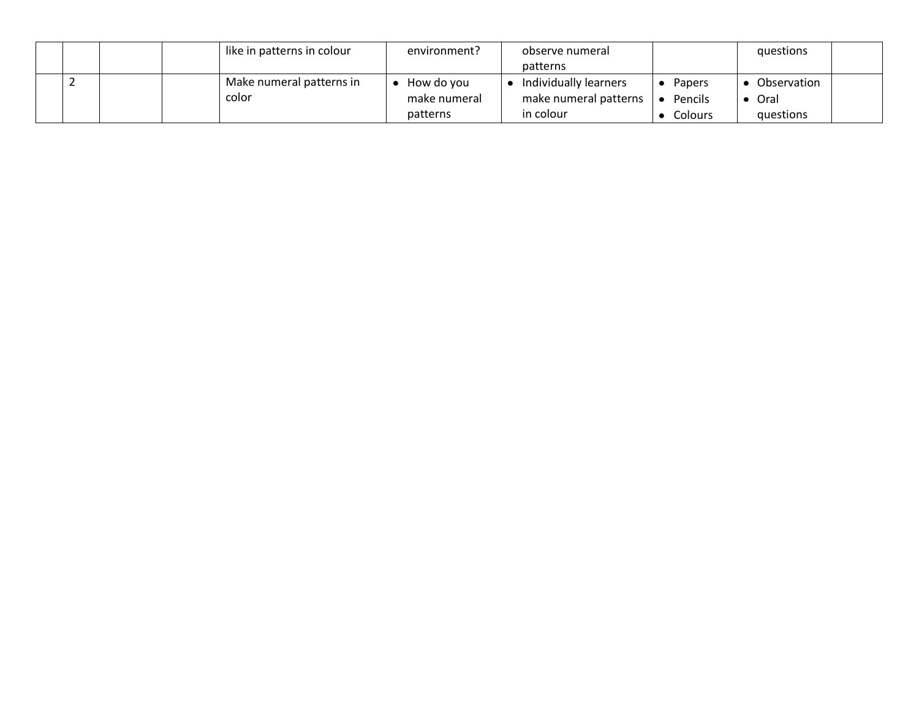| | | | | | | | | | |
|---|---|---|---|---|---|---|---|---|---|
| | | | | like in patterns in colour | environment? | observe numeral patterns | | questions | |
| | 2 | | | Make numeral patterns in color | • How do you make numeral patterns | • Individually learners make numeral patterns in colour | • Papers<br>• Pencils<br>• Colours | • Observation<br>• Oral questions | |